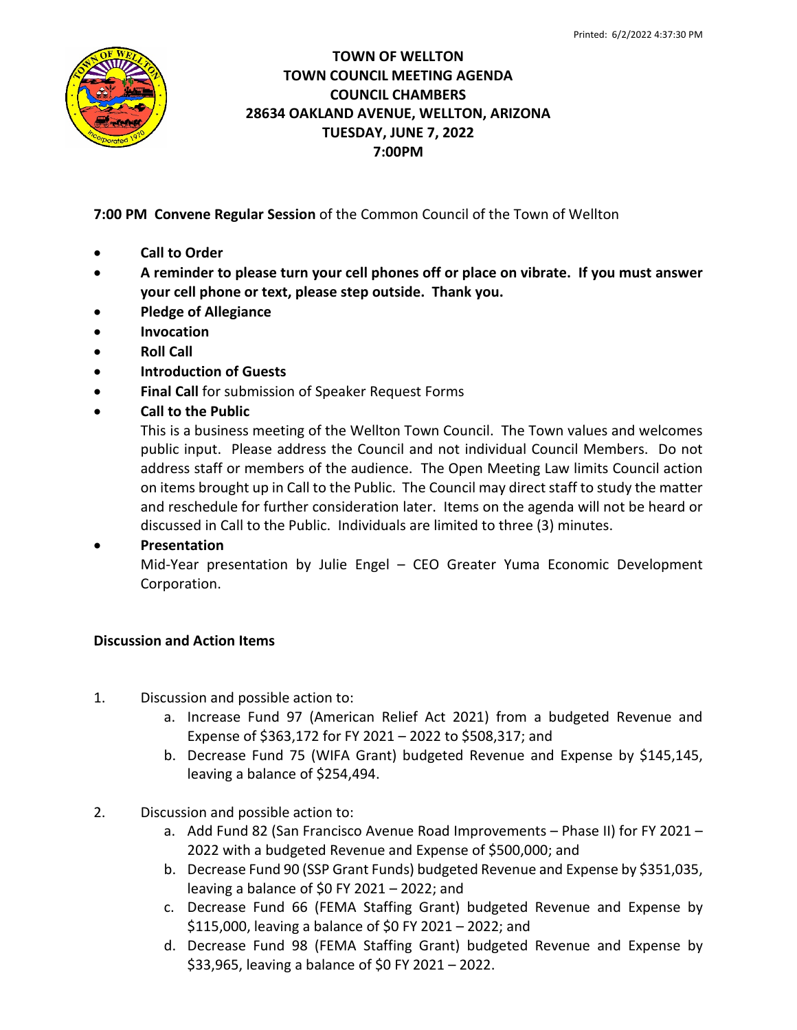# TOWN OF WELLTON
## TOWN COUNCIL MEETING AGENDA
## COUNCIL CHAMBERS
## 28634 OAKLAND AVENUE, WELLTON, ARIZONA
## TUESDAY, JUNE 7, 2022
## 7:00PM

**7:00 PM Convene Regular Session** of the Common Council of the Town of Wellton

- **Call to Order**
- **A reminder to please turn your cell phones off or place on vibrate. If you must answer your cell phone or text, please step outside. Thank you.**
- **Pledge of Allegiance**
- **Invocation**
- **Roll Call**
- **Introduction of Guests**
- **Final Call** for submission of Speaker Request Forms
- **Call to the Public**

  This is a business meeting of the Wellton Town Council. The Town values and welcomes public input. Please address the Council and not individual Council Members. Do not address staff or members of the audience. The Open Meeting Law limits Council action on items brought up in Call to the Public. The Council may direct staff to study the matter and reschedule for further consideration later. Items on the agenda will not be heard or discussed in Call to the Public. Individuals are limited to three (3) minutes.
- **Presentation**

  Mid-Year presentation by Julie Engel – CEO Greater Yuma Economic Development Corporation.

**Discussion and Action Items**

1. Discussion and possible action to:
   a. Increase Fund 97 (American Relief Act 2021) from a budgeted Revenue and Expense of $363,172 for FY 2021 – 2022 to $508,317; and
   b. Decrease Fund 75 (WIFA Grant) budgeted Revenue and Expense by $145,145, leaving a balance of $254,494.

2. Discussion and possible action to:
   a. Add Fund 82 (San Francisco Avenue Road Improvements – Phase II) for FY 2021 – 2022 with a budgeted Revenue and Expense of $500,000; and
   b. Decrease Fund 90 (SSP Grant Funds) budgeted Revenue and Expense by $351,035, leaving a balance of $0 FY 2021 – 2022; and
   c. Decrease Fund 66 (FEMA Staffing Grant) budgeted Revenue and Expense by $115,000, leaving a balance of $0 FY 2021 – 2022; and
   d. Decrease Fund 98 (FEMA Staffing Grant) budgeted Revenue and Expense by $33,965, leaving a balance of $0 FY 2021 – 2022.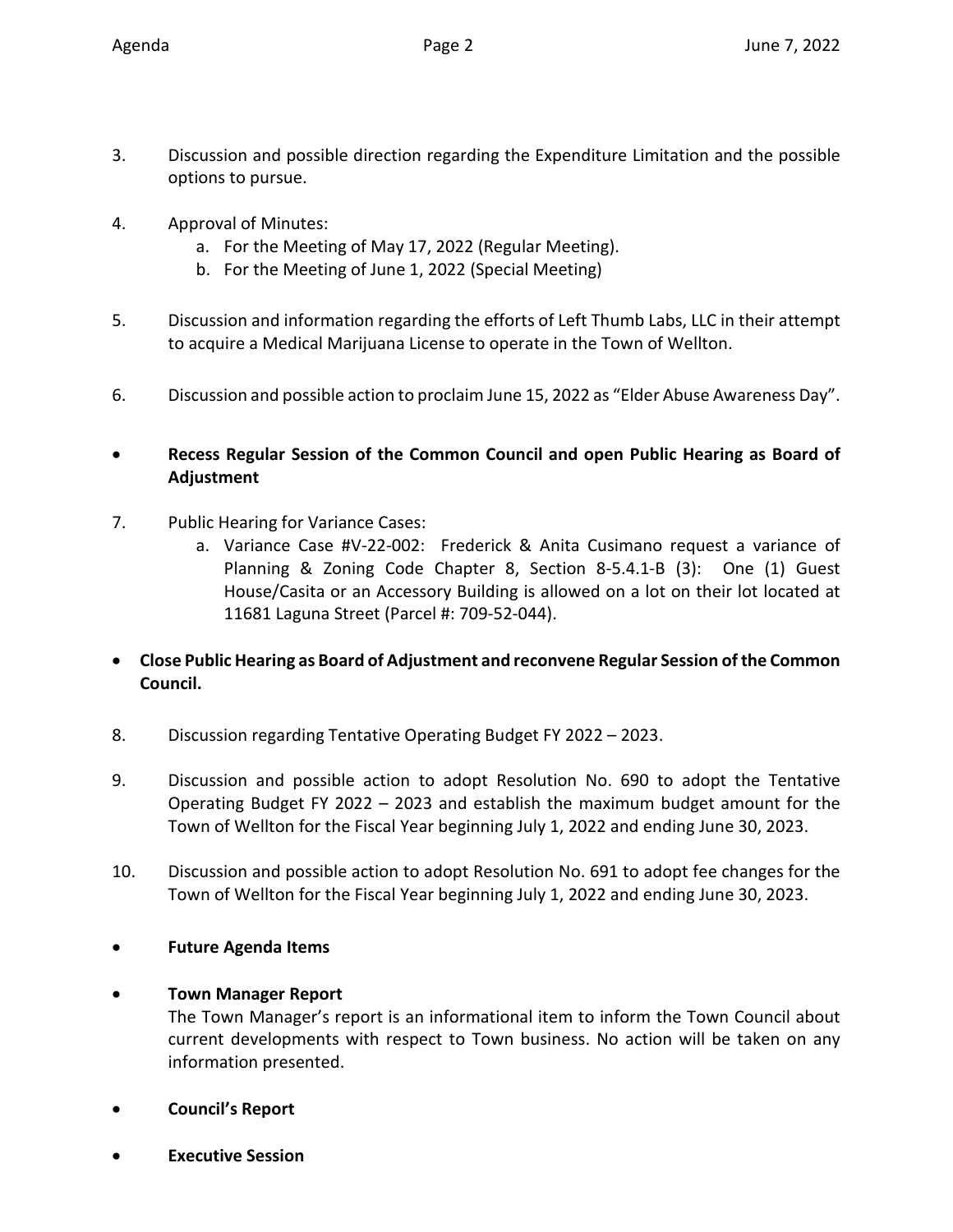3. Discussion and possible direction regarding the Expenditure Limitation and the possible options to pursue.

4. Approval of Minutes:
   a. For the Meeting of May 17, 2022 (Regular Meeting).
   b. For the Meeting of June 1, 2022 (Special Meeting)

5. Discussion and information regarding the efforts of Left Thumb Labs, LLC in their attempt to acquire a Medical Marijuana License to operate in the Town of Wellton.

6. Discussion and possible action to proclaim June 15, 2022 as "Elder Abuse Awareness Day".

- **Recess Regular Session of the Common Council and open Public Hearing as Board of Adjustment**

7. Public Hearing for Variance Cases:
   a. Variance Case #V-22-002: Frederick & Anita Cusimano request a variance of Planning & Zoning Code Chapter 8, Section 8-5.4.1-B (3): One (1) Guest House/Casita or an Accessory Building is allowed on a lot on their lot located at 11681 Laguna Street (Parcel #: 709-52-044).

- **Close Public Hearing as Board of Adjustment and reconvene Regular Session of the Common Council.**

8. Discussion regarding Tentative Operating Budget FY 2022 – 2023.

9. Discussion and possible action to adopt Resolution No. 690 to adopt the Tentative Operating Budget FY 2022 – 2023 and establish the maximum budget amount for the Town of Wellton for the Fiscal Year beginning July 1, 2022 and ending June 30, 2023.

10. Discussion and possible action to adopt Resolution No. 691 to adopt fee changes for the Town of Wellton for the Fiscal Year beginning July 1, 2022 and ending June 30, 2023.

- **Future Agenda Items**

- **Town Manager Report**
  The Town Manager's report is an informational item to inform the Town Council about current developments with respect to Town business. No action will be taken on any information presented.

- **Council's Report**

- **Executive Session**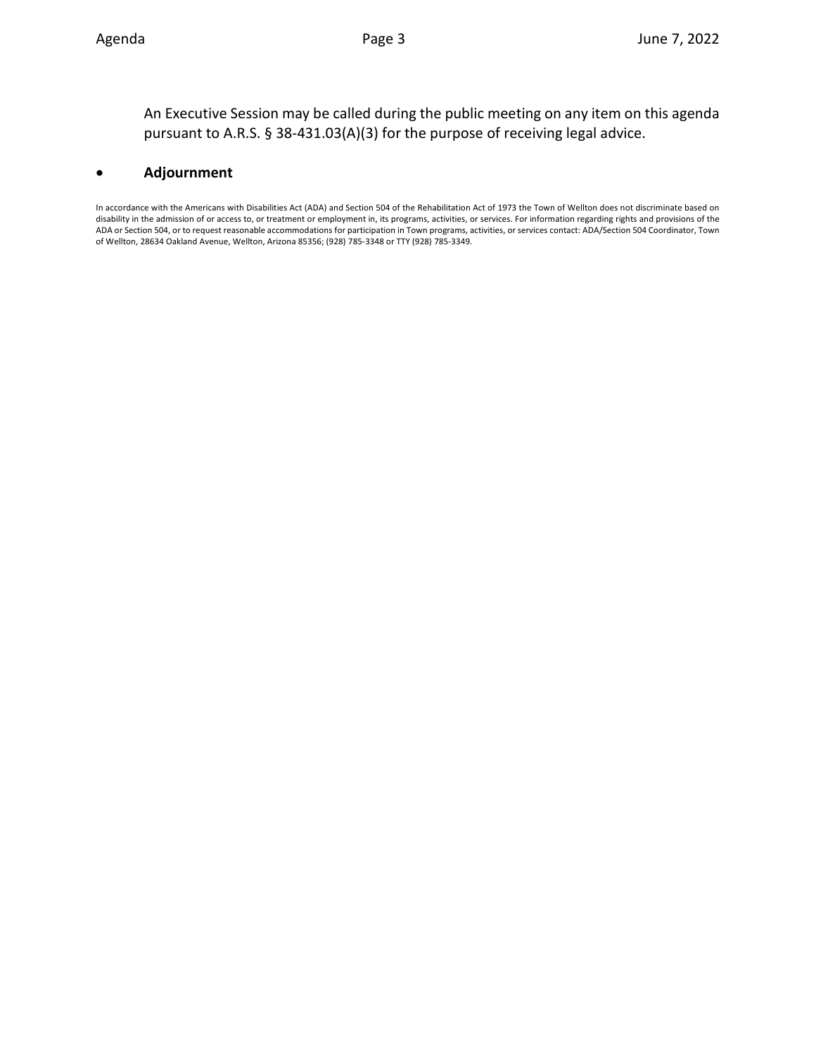An Executive Session may be called during the public meeting on any item on this agenda pursuant to A.R.S. § 38-431.03(A)(3) for the purpose of receiving legal advice.

- **Adjournment**

In accordance with the Americans with Disabilities Act (ADA) and Section 504 of the Rehabilitation Act of 1973 the Town of Wellton does not discriminate based on disability in the admission of or access to, or treatment or employment in, its programs, activities, or services. For information regarding rights and provisions of the ADA or Section 504, or to request reasonable accommodations for participation in Town programs, activities, or services contact: ADA/Section 504 Coordinator, Town of Wellton, 28634 Oakland Avenue, Wellton, Arizona 85356; (928) 785-3348 or TTY (928) 785-3349.